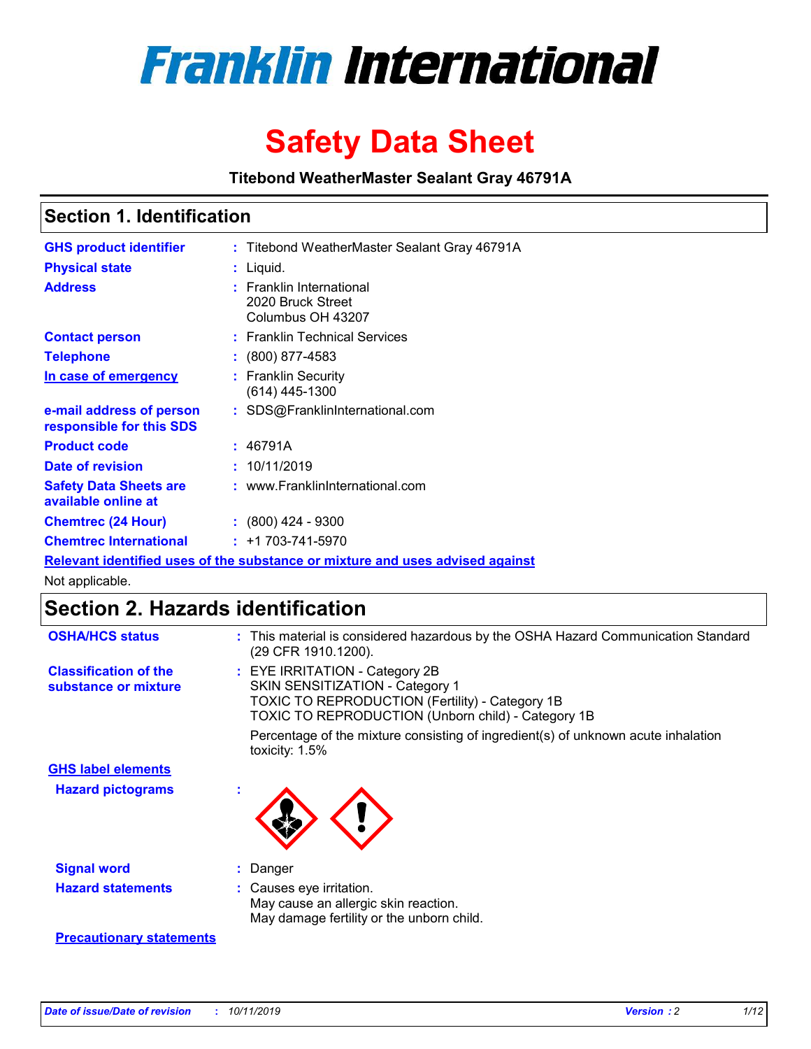# Franklin International

# Safety Data Sheet

**Titebond WeatherMaster Sealant Gray 46791A**

## Section 1. Identification

| | | |
|---|---|---|
| **GHS product identifier** | : | Titebond WeatherMaster Sealant Gray 46791A |
| **Physical state** | : | Liquid. |
| **Address** | : | Franklin International<br>2020 Bruck Street<br>Columbus OH 43207 |
| **Contact person** | : | Franklin Technical Services |
| **Telephone** | : | (800) 877-4583 |
| **In case of emergency** | : | Franklin Security<br>(614) 445-1300 |
| **e-mail address of person responsible for this SDS** | : | SDS@FranklinInternational.com |
| **Product code** | : | 46791A |
| **Date of revision** | : | 10/11/2019 |
| **Safety Data Sheets are available online at** | : | www.FranklinInternational.com |
| **Chemtrec (24 Hour)** | : | (800) 424 - 9300 |
| **Chemtrec International** | : | +1 703-741-5970 |

**Relevant identified uses of the substance or mixture and uses advised against**

Not applicable.

## Section 2. Hazards identification

| | | |
|---|---|---|
| **OSHA/HCS status** | : | This material is considered hazardous by the OSHA Hazard Communication Standard (29 CFR 1910.1200). |
| **Classification of the substance or mixture** | : | EYE IRRITATION - Category 2B<br>SKIN SENSITIZATION - Category 1<br>TOXIC TO REPRODUCTION (Fertility) - Category 1B<br>TOXIC TO REPRODUCTION (Unborn child) - Category 1B<br><br>Percentage of the mixture consisting of ingredient(s) of unknown acute inhalation toxicity: 1.5% |

**GHS label elements**

| | | |
|---|---|---|
| **Hazard pictograms** | : | |
| **Signal word** | : | Danger |
| **Hazard statements** | : | Causes eye irritation.<br>May cause an allergic skin reaction.<br>May damage fertility or the unborn child. |

**Precautionary statements**

*Date of issue/Date of revision : 10/11/2019 Version : 2*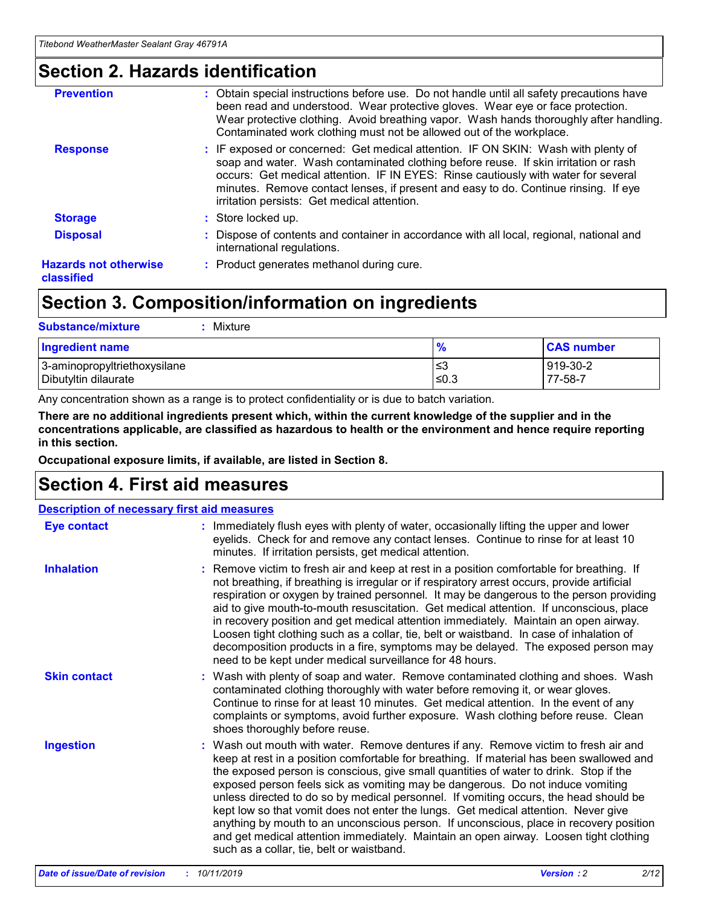## Section 2. Hazards identification

**Prevention** : Obtain special instructions before use. Do not handle until all safety precautions have been read and understood. Wear protective gloves. Wear eye or face protection. Wear protective clothing. Avoid breathing vapor. Wash hands thoroughly after handling. Contaminated work clothing must not be allowed out of the workplace.

**Response** : IF exposed or concerned: Get medical attention. IF ON SKIN: Wash with plenty of soap and water. Wash contaminated clothing before reuse. If skin irritation or rash occurs: Get medical attention. IF IN EYES: Rinse cautiously with water for several minutes. Remove contact lenses, if present and easy to do. Continue rinsing. If eye irritation persists: Get medical attention.

**Storage** : Store locked up.

**Disposal** : Dispose of contents and container in accordance with all local, regional, national and international regulations.

**Hazards not otherwise classified** : Product generates methanol during cure.

## Section 3. Composition/information on ingredients

**Substance/mixture** : Mixture

| Ingredient name | % | CAS number |
|---|---|---|
| 3-aminopropyltriethoxysilane | ≤3 | 919-30-2 |
| Dibutyltin dilaurate | ≤0.3 | 77-58-7 |

Any concentration shown as a range is to protect confidentiality or is due to batch variation.

**There are no additional ingredients present which, within the current knowledge of the supplier and in the concentrations applicable, are classified as hazardous to health or the environment and hence require reporting in this section.**

**Occupational exposure limits, if available, are listed in Section 8.**

## Section 4. First aid measures

### Description of necessary first aid measures

**Eye contact** : Immediately flush eyes with plenty of water, occasionally lifting the upper and lower eyelids. Check for and remove any contact lenses. Continue to rinse for at least 10 minutes. If irritation persists, get medical attention.

**Inhalation** : Remove victim to fresh air and keep at rest in a position comfortable for breathing. If not breathing, if breathing is irregular or if respiratory arrest occurs, provide artificial respiration or oxygen by trained personnel. It may be dangerous to the person providing aid to give mouth-to-mouth resuscitation. Get medical attention. If unconscious, place in recovery position and get medical attention immediately. Maintain an open airway. Loosen tight clothing such as a collar, tie, belt or waistband. In case of inhalation of decomposition products in a fire, symptoms may be delayed. The exposed person may need to be kept under medical surveillance for 48 hours.

**Skin contact** : Wash with plenty of soap and water. Remove contaminated clothing and shoes. Wash contaminated clothing thoroughly with water before removing it, or wear gloves. Continue to rinse for at least 10 minutes. Get medical attention. In the event of any complaints or symptoms, avoid further exposure. Wash clothing before reuse. Clean shoes thoroughly before reuse.

**Ingestion** : Wash out mouth with water. Remove dentures if any. Remove victim to fresh air and keep at rest in a position comfortable for breathing. If material has been swallowed and the exposed person is conscious, give small quantities of water to drink. Stop if the exposed person feels sick as vomiting may be dangerous. Do not induce vomiting unless directed to do so by medical personnel. If vomiting occurs, the head should be kept low so that vomit does not enter the lungs. Get medical attention. Never give anything by mouth to an unconscious person. If unconscious, place in recovery position and get medical attention immediately. Maintain an open airway. Loosen tight clothing such as a collar, tie, belt or waistband.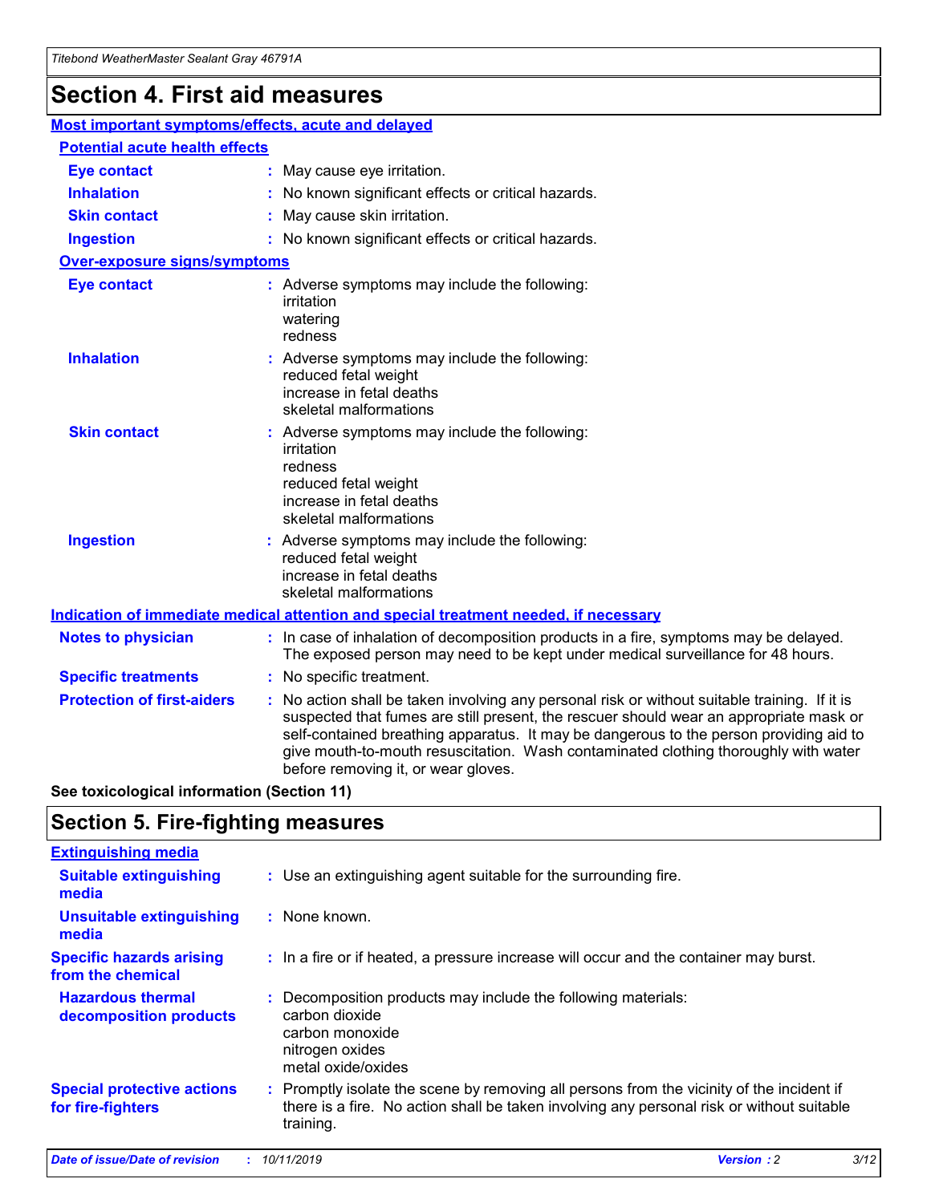# Section 4. First aid measures

## Most important symptoms/effects, acute and delayed

### Potential acute health effects

**Eye contact** : May cause eye irritation.

**Inhalation** : No known significant effects or critical hazards.

**Skin contact** : May cause skin irritation.

**Ingestion** : No known significant effects or critical hazards.

### Over-exposure signs/symptoms

**Eye contact** : Adverse symptoms may include the following:
irritation
watering
redness

**Inhalation** : Adverse symptoms may include the following:
reduced fetal weight
increase in fetal deaths
skeletal malformations

**Skin contact** : Adverse symptoms may include the following:
irritation
redness
reduced fetal weight
increase in fetal deaths
skeletal malformations

**Ingestion** : Adverse symptoms may include the following:
reduced fetal weight
increase in fetal deaths
skeletal malformations

## Indication of immediate medical attention and special treatment needed, if necessary

**Notes to physician** : In case of inhalation of decomposition products in a fire, symptoms may be delayed. The exposed person may need to be kept under medical surveillance for 48 hours.

**Specific treatments** : No specific treatment.

**Protection of first-aiders** : No action shall be taken involving any personal risk or without suitable training. If it is suspected that fumes are still present, the rescuer should wear an appropriate mask or self-contained breathing apparatus. It may be dangerous to the person providing aid to give mouth-to-mouth resuscitation. Wash contaminated clothing thoroughly with water before removing it, or wear gloves.

**See toxicological information (Section 11)**

# Section 5. Fire-fighting measures

## Extinguishing media

**Suitable extinguishing media** : Use an extinguishing agent suitable for the surrounding fire.

**Unsuitable extinguishing media** : None known.

**Specific hazards arising from the chemical** : In a fire or if heated, a pressure increase will occur and the container may burst.

**Hazardous thermal decomposition products** : Decomposition products may include the following materials:
carbon dioxide
carbon monoxide
nitrogen oxides
metal oxide/oxides

**Special protective actions for fire-fighters** : Promptly isolate the scene by removing all persons from the vicinity of the incident if there is a fire. No action shall be taken involving any personal risk or without suitable training.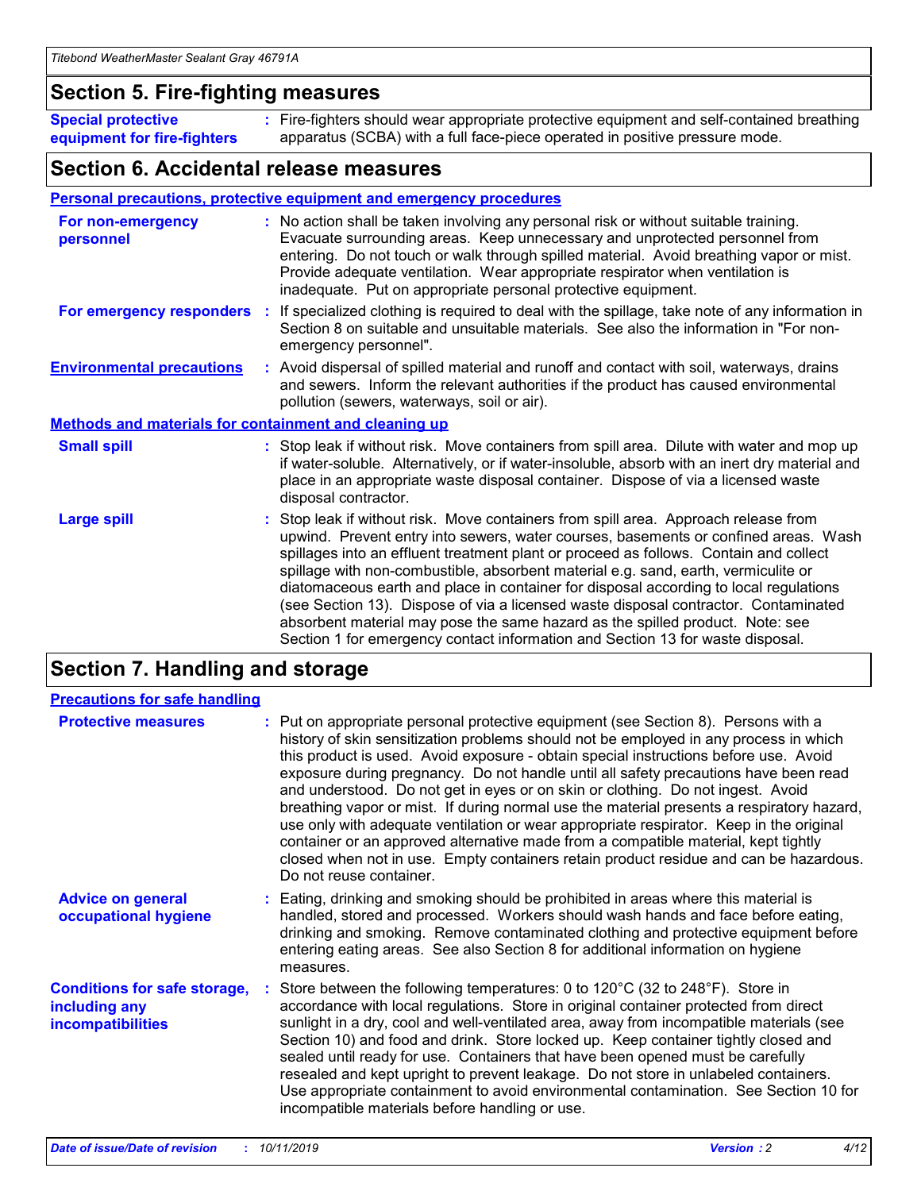## Section 5. Fire-fighting measures

**Special protective equipment for fire-fighters** : Fire-fighters should wear appropriate protective equipment and self-contained breathing apparatus (SCBA) with a full face-piece operated in positive pressure mode.

## Section 6. Accidental release measures

### Personal precautions, protective equipment and emergency procedures

**For non-emergency personnel** : No action shall be taken involving any personal risk or without suitable training. Evacuate surrounding areas. Keep unnecessary and unprotected personnel from entering. Do not touch or walk through spilled material. Avoid breathing vapor or mist. Provide adequate ventilation. Wear appropriate respirator when ventilation is inadequate. Put on appropriate personal protective equipment.

**For emergency responders** : If specialized clothing is required to deal with the spillage, take note of any information in Section 8 on suitable and unsuitable materials. See also the information in "For non-emergency personnel".

**Environmental precautions** : Avoid dispersal of spilled material and runoff and contact with soil, waterways, drains and sewers. Inform the relevant authorities if the product has caused environmental pollution (sewers, waterways, soil or air).

### Methods and materials for containment and cleaning up

**Small spill** : Stop leak if without risk. Move containers from spill area. Dilute with water and mop up if water-soluble. Alternatively, or if water-insoluble, absorb with an inert dry material and place in an appropriate waste disposal container. Dispose of via a licensed waste disposal contractor.

**Large spill** : Stop leak if without risk. Move containers from spill area. Approach release from upwind. Prevent entry into sewers, water courses, basements or confined areas. Wash spillages into an effluent treatment plant or proceed as follows. Contain and collect spillage with non-combustible, absorbent material e.g. sand, earth, vermiculite or diatomaceous earth and place in container for disposal according to local regulations (see Section 13). Dispose of via a licensed waste disposal contractor. Contaminated absorbent material may pose the same hazard as the spilled product. Note: see Section 1 for emergency contact information and Section 13 for waste disposal.

## Section 7. Handling and storage

### Precautions for safe handling

**Protective measures** : Put on appropriate personal protective equipment (see Section 8). Persons with a history of skin sensitization problems should not be employed in any process in which this product is used. Avoid exposure - obtain special instructions before use. Avoid exposure during pregnancy. Do not handle until all safety precautions have been read and understood. Do not get in eyes or on skin or clothing. Do not ingest. Avoid breathing vapor or mist. If during normal use the material presents a respiratory hazard, use only with adequate ventilation or wear appropriate respirator. Keep in the original container or an approved alternative made from a compatible material, kept tightly closed when not in use. Empty containers retain product residue and can be hazardous. Do not reuse container.

**Advice on general occupational hygiene** : Eating, drinking and smoking should be prohibited in areas where this material is handled, stored and processed. Workers should wash hands and face before eating, drinking and smoking. Remove contaminated clothing and protective equipment before entering eating areas. See also Section 8 for additional information on hygiene measures.

**Conditions for safe storage, including any incompatibilities** : Store between the following temperatures: 0 to 120°C (32 to 248°F). Store in accordance with local regulations. Store in original container protected from direct sunlight in a dry, cool and well-ventilated area, away from incompatible materials (see Section 10) and food and drink. Store locked up. Keep container tightly closed and sealed until ready for use. Containers that have been opened must be carefully resealed and kept upright to prevent leakage. Do not store in unlabeled containers. Use appropriate containment to avoid environmental contamination. See Section 10 for incompatible materials before handling or use.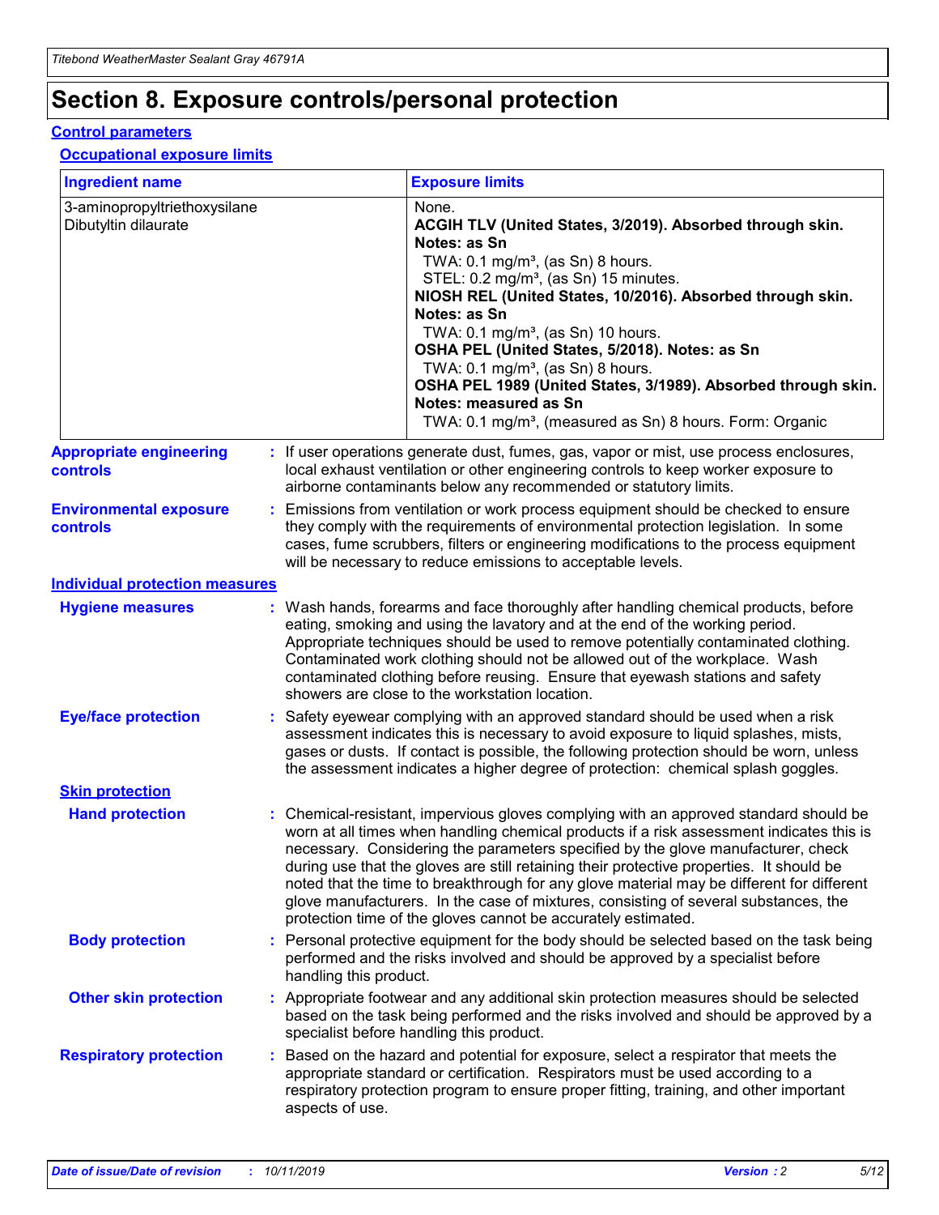# Section 8. Exposure controls/personal protection

## Control parameters

### Occupational exposure limits

| Ingredient name | Exposure limits |
| --- | --- |
| 3-aminopropyltriethoxysilane | None. |
| Dibutyltin dilaurate | **ACGIH TLV (United States, 3/2019). Absorbed through skin. Notes: as Sn**<br>TWA: 0.1 mg/m³, (as Sn) 8 hours.<br>STEL: 0.2 mg/m³, (as Sn) 15 minutes.<br>**NIOSH REL (United States, 10/2016). Absorbed through skin. Notes: as Sn**<br>TWA: 0.1 mg/m³, (as Sn) 10 hours.<br>**OSHA PEL (United States, 5/2018). Notes: as Sn**<br>TWA: 0.1 mg/m³, (as Sn) 8 hours.<br>**OSHA PEL 1989 (United States, 3/1989). Absorbed through skin. Notes: measured as Sn**<br>TWA: 0.1 mg/m³, (measured as Sn) 8 hours. Form: Organic |

**Appropriate engineering controls** : If user operations generate dust, fumes, gas, vapor or mist, use process enclosures, local exhaust ventilation or other engineering controls to keep worker exposure to airborne contaminants below any recommended or statutory limits.

**Environmental exposure controls** : Emissions from ventilation or work process equipment should be checked to ensure they comply with the requirements of environmental protection legislation. In some cases, fume scrubbers, filters or engineering modifications to the process equipment will be necessary to reduce emissions to acceptable levels.

## Individual protection measures

**Hygiene measures** : Wash hands, forearms and face thoroughly after handling chemical products, before eating, smoking and using the lavatory and at the end of the working period. Appropriate techniques should be used to remove potentially contaminated clothing. Contaminated work clothing should not be allowed out of the workplace. Wash contaminated clothing before reusing. Ensure that eyewash stations and safety showers are close to the workstation location.

**Eye/face protection** : Safety eyewear complying with an approved standard should be used when a risk assessment indicates this is necessary to avoid exposure to liquid splashes, mists, gases or dusts. If contact is possible, the following protection should be worn, unless the assessment indicates a higher degree of protection: chemical splash goggles.

### Skin protection

**Hand protection** : Chemical-resistant, impervious gloves complying with an approved standard should be worn at all times when handling chemical products if a risk assessment indicates this is necessary. Considering the parameters specified by the glove manufacturer, check during use that the gloves are still retaining their protective properties. It should be noted that the time to breakthrough for any glove material may be different for different glove manufacturers. In the case of mixtures, consisting of several substances, the protection time of the gloves cannot be accurately estimated.

**Body protection** : Personal protective equipment for the body should be selected based on the task being performed and the risks involved and should be approved by a specialist before handling this product.

**Other skin protection** : Appropriate footwear and any additional skin protection measures should be selected based on the task being performed and the risks involved and should be approved by a specialist before handling this product.

**Respiratory protection** : Based on the hazard and potential for exposure, select a respirator that meets the appropriate standard or certification. Respirators must be used according to a respiratory protection program to ensure proper fitting, training, and other important aspects of use.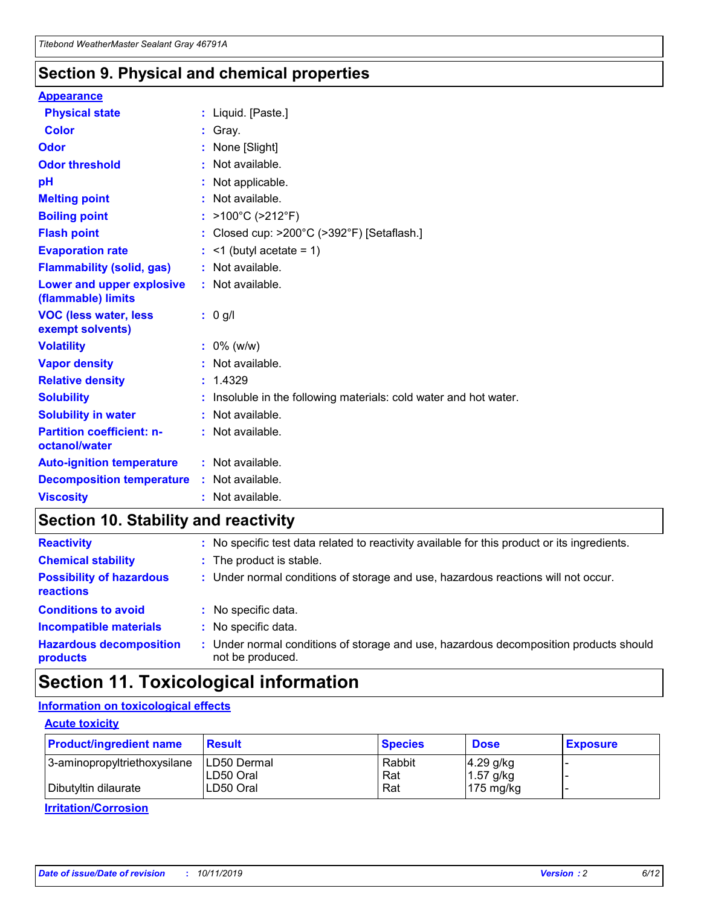## Section 9. Physical and chemical properties

**Appearance**

| | |
|---|---|
| **Physical state** | : Liquid. [Paste.] |
| **Color** | : Gray. |
| **Odor** | : None [Slight] |
| **Odor threshold** | : Not available. |
| **pH** | : Not applicable. |
| **Melting point** | : Not available. |
| **Boiling point** | : >100°C (>212°F) |
| **Flash point** | : Closed cup: >200°C (>392°F) [Setaflash.] |
| **Evaporation rate** | : <1 (butyl acetate = 1) |
| **Flammability (solid, gas)** | : Not available. |
| **Lower and upper explosive (flammable) limits** | : Not available. |
| **VOC (less water, less exempt solvents)** | : 0 g/l |
| **Volatility** | : 0% (w/w) |
| **Vapor density** | : Not available. |
| **Relative density** | : 1.4329 |
| **Solubility** | : Insoluble in the following materials: cold water and hot water. |
| **Solubility in water** | : Not available. |
| **Partition coefficient: n-octanol/water** | : Not available. |
| **Auto-ignition temperature** | : Not available. |
| **Decomposition temperature** | : Not available. |
| **Viscosity** | : Not available. |

## Section 10. Stability and reactivity

| | |
|---|---|
| **Reactivity** | : No specific test data related to reactivity available for this product or its ingredients. |
| **Chemical stability** | : The product is stable. |
| **Possibility of hazardous reactions** | : Under normal conditions of storage and use, hazardous reactions will not occur. |
| **Conditions to avoid** | : No specific data. |
| **Incompatible materials** | : No specific data. |
| **Hazardous decomposition products** | : Under normal conditions of storage and use, hazardous decomposition products should not be produced. |

## Section 11. Toxicological information

**Information on toxicological effects**

**Acute toxicity**

| Product/ingredient name | Result | Species | Dose | Exposure |
|---|---|---|---|---|
| 3-aminopropyltriethoxysilane | LD50 Dermal | Rabbit | 4.29 g/kg | - |
| | LD50 Oral | Rat | 1.57 g/kg | - |
| Dibutyltin dilaurate | LD50 Oral | Rat | 175 mg/kg | - |

**Irritation/Corrosion**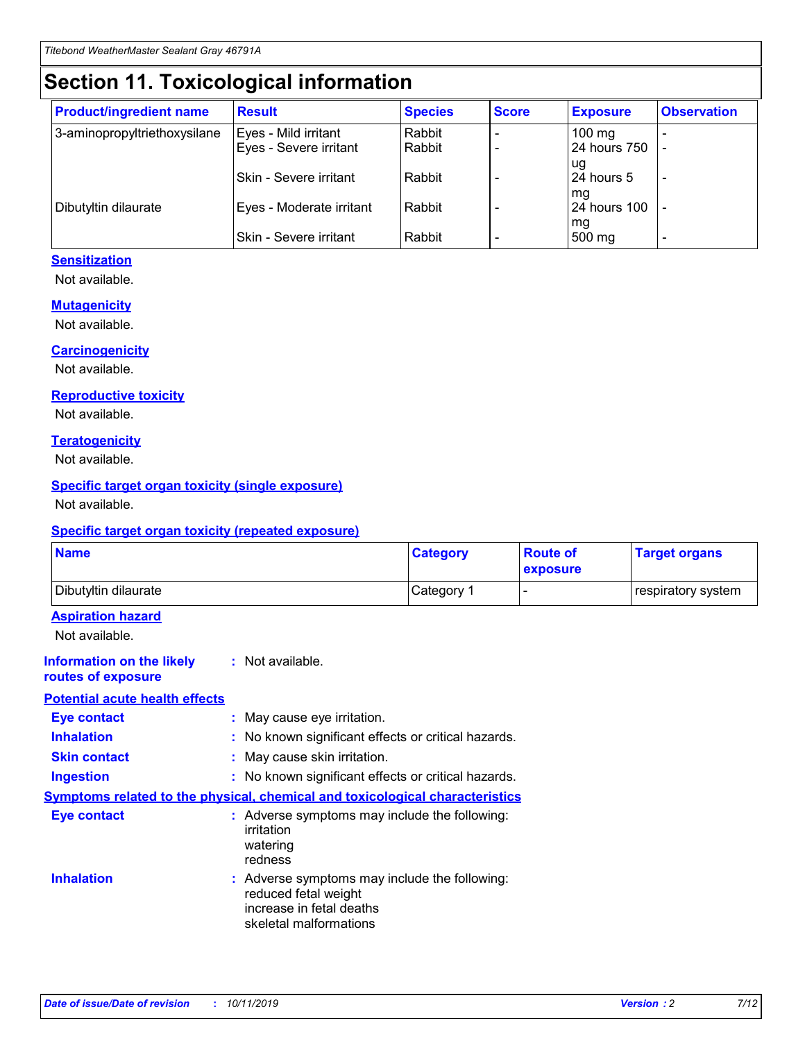# Section 11. Toxicological information

| Product/ingredient name | Result | Species | Score | Exposure | Observation |
|---|---|---|---|---|---|
| 3-aminopropyltriethoxysilane | Eyes - Mild irritant | Rabbit | - | 100 mg | - |
| | Eyes - Severe irritant | Rabbit | - | 24 hours 750 ug | - |
| | Skin - Severe irritant | Rabbit | - | 24 hours 5 mg | - |
| Dibutyltin dilaurate | Eyes - Moderate irritant | Rabbit | - | 24 hours 100 mg | - |
| | Skin - Severe irritant | Rabbit | - | 500 mg | - |

### Sensitization

Not available.

### Mutagenicity

Not available.

### Carcinogenicity

Not available.

### Reproductive toxicity

Not available.

### Teratogenicity

Not available.

### Specific target organ toxicity (single exposure)

Not available.

### Specific target organ toxicity (repeated exposure)

| Name | Category | Route of exposure | Target organs |
|---|---|---|---|
| Dibutyltin dilaurate | Category 1 | - | respiratory system |

### Aspiration hazard

Not available.

**Information on the likely routes of exposure** : Not available.

### Potential acute health effects

**Eye contact** : May cause eye irritation.

**Inhalation** : No known significant effects or critical hazards.

**Skin contact** : May cause skin irritation.

**Ingestion** : No known significant effects or critical hazards.

### Symptoms related to the physical, chemical and toxicological characteristics

**Eye contact** : Adverse symptoms may include the following:
irritation
watering
redness

**Inhalation** : Adverse symptoms may include the following:
reduced fetal weight
increase in fetal deaths
skeletal malformations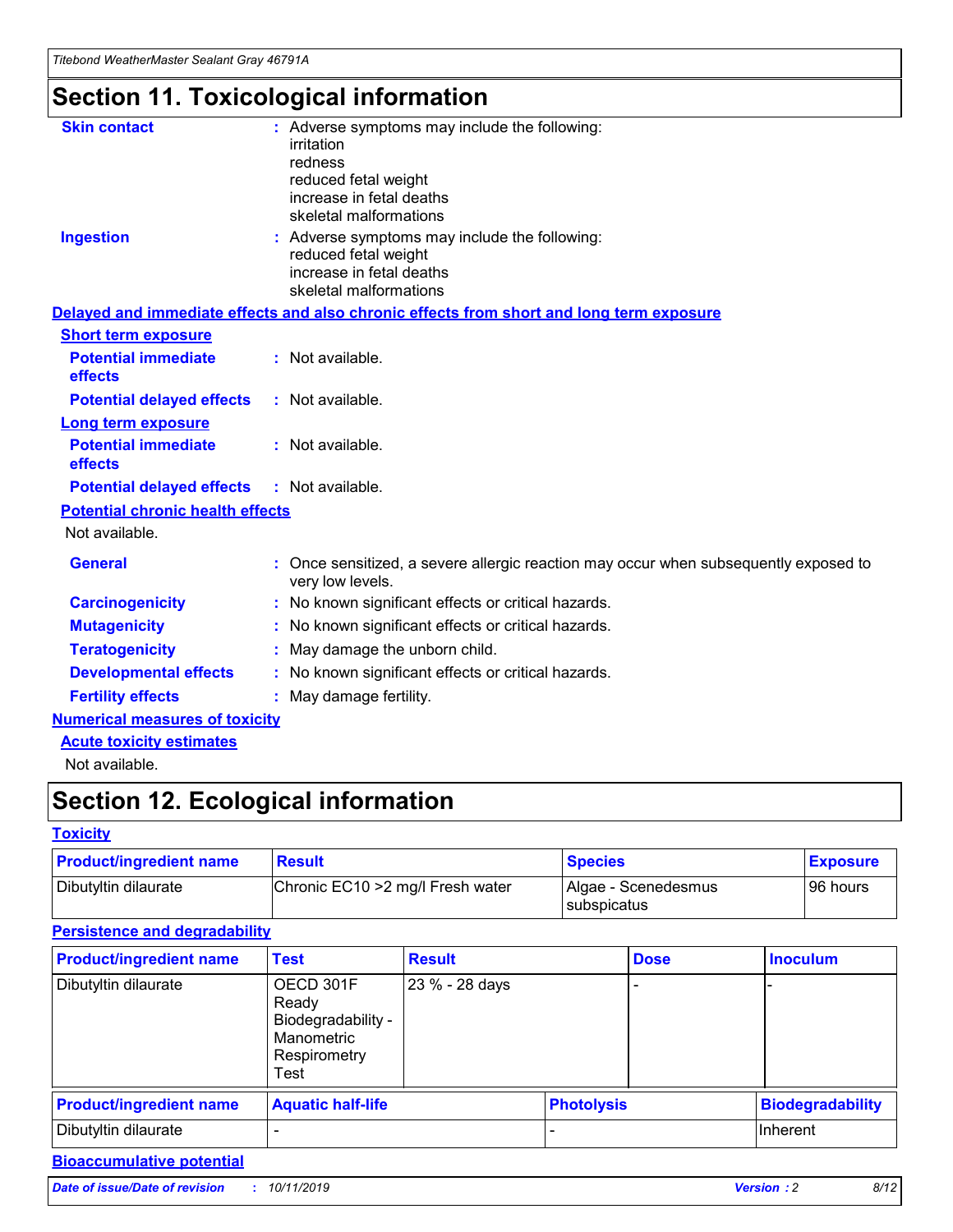# Section 11. Toxicological information

**Skin contact** : Adverse symptoms may include the following:
irritation
redness
reduced fetal weight
increase in fetal deaths
skeletal malformations

**Ingestion** : Adverse symptoms may include the following:
reduced fetal weight
increase in fetal deaths
skeletal malformations

### Delayed and immediate effects and also chronic effects from short and long term exposure

**Short term exposure**

**Potential immediate effects** : Not available.

**Potential delayed effects** : Not available.

**Long term exposure**

**Potential immediate effects** : Not available.

**Potential delayed effects** : Not available.

**Potential chronic health effects**

Not available.

**General** : Once sensitized, a severe allergic reaction may occur when subsequently exposed to very low levels.

**Carcinogenicity** : No known significant effects or critical hazards.

**Mutagenicity** : No known significant effects or critical hazards.

**Teratogenicity** : May damage the unborn child.

**Developmental effects** : No known significant effects or critical hazards.

**Fertility effects** : May damage fertility.

### Numerical measures of toxicity

**Acute toxicity estimates**

Not available.

# Section 12. Ecological information

### Toxicity

| Product/ingredient name | Result | Species | Exposure |
|---|---|---|---|
| Dibutyltin dilaurate | Chronic EC10 >2 mg/l Fresh water | Algae - Scenedesmus subspicatus | 96 hours |

### Persistence and degradability

| Product/ingredient name | Test | Result | Dose | Inoculum |
|---|---|---|---|---|
| Dibutyltin dilaurate | OECD 301F Ready Biodegradability - Manometric Respirometry Test | 23 % - 28 days | - | - |

| Product/ingredient name | Aquatic half-life | Photolysis | Biodegradability |
|---|---|---|---|
| Dibutyltin dilaurate | - | - | Inherent |

### Bioaccumulative potential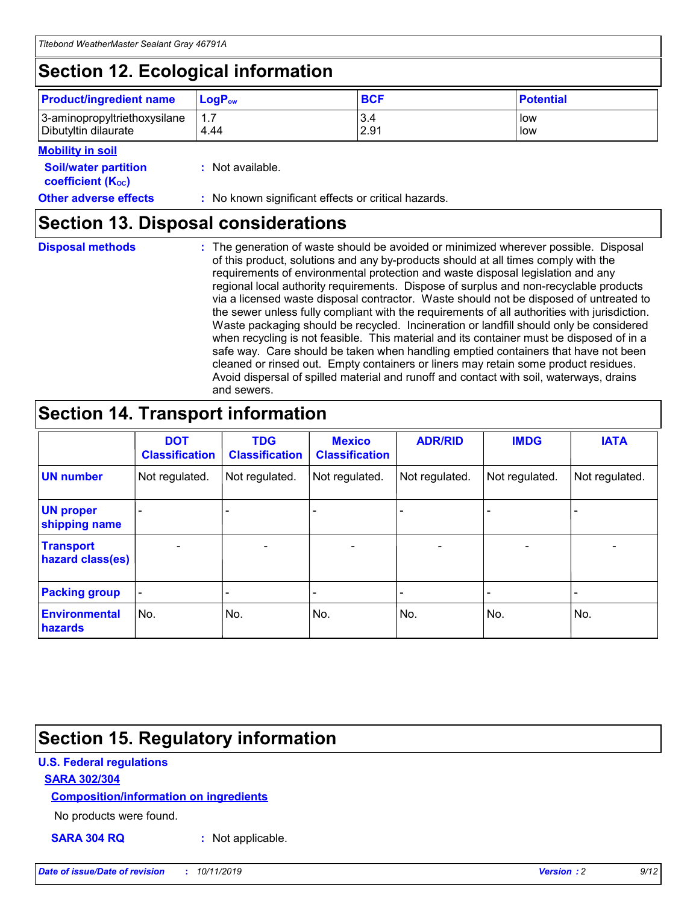## Section 12. Ecological information

| Product/ingredient name | $LogP_{ow}$ | BCF | Potential |
|---|---|---|---|
| 3-aminopropyltriethoxysilane | 1.7 | 3.4 | low |
| Dibutyltin dilaurate | 4.44 | 2.91 | low |

**Mobility in soil**

**Soil/water partition coefficient ($K_{OC}$)** : Not available.

**Other adverse effects** : No known significant effects or critical hazards.

## Section 13. Disposal considerations

**Disposal methods** : The generation of waste should be avoided or minimized wherever possible. Disposal of this product, solutions and any by-products should at all times comply with the requirements of environmental protection and waste disposal legislation and any regional local authority requirements. Dispose of surplus and non-recyclable products via a licensed waste disposal contractor. Waste should not be disposed of untreated to the sewer unless fully compliant with the requirements of all authorities with jurisdiction. Waste packaging should be recycled. Incineration or landfill should only be considered when recycling is not feasible. This material and its container must be disposed of in a safe way. Care should be taken when handling emptied containers that have not been cleaned or rinsed out. Empty containers or liners may retain some product residues. Avoid dispersal of spilled material and runoff and contact with soil, waterways, drains and sewers.

## Section 14. Transport information

| | DOT Classification | TDG Classification | Mexico Classification | ADR/RID | IMDG | IATA |
|---|---|---|---|---|---|---|
| UN number | Not regulated. | Not regulated. | Not regulated. | Not regulated. | Not regulated. | Not regulated. |
| UN proper shipping name | - | - | - | - | - | - |
| Transport hazard class(es) | - | - | - | - | - | - |
| Packing group | - | - | - | - | - | - |
| Environmental hazards | No. | No. | No. | No. | No. | No. |

## Section 15. Regulatory information

**U.S. Federal regulations**

**SARA 302/304**

**Composition/information on ingredients**

No products were found.

**SARA 304 RQ** : Not applicable.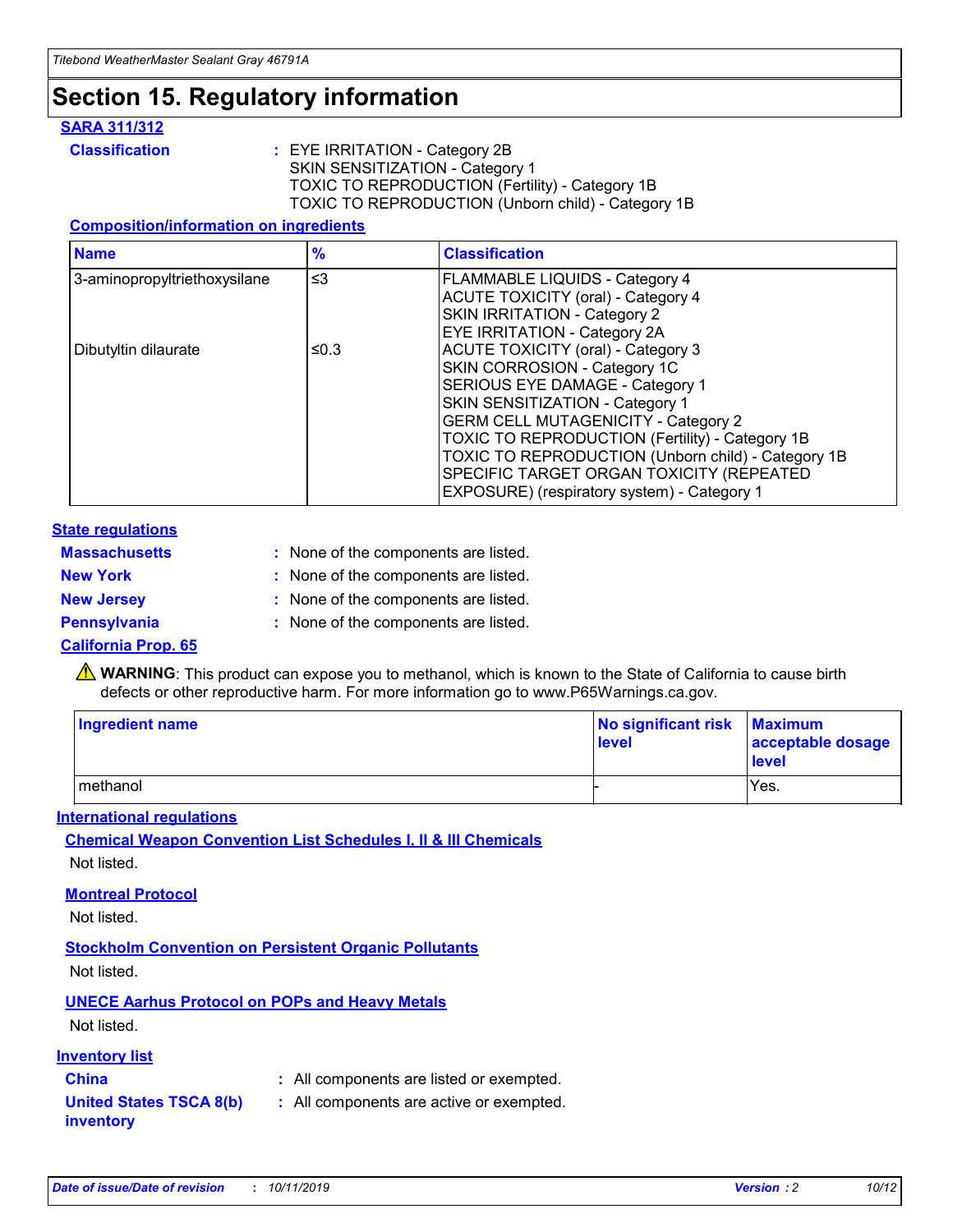# Section 15. Regulatory information

## SARA 311/312

**Classification** : EYE IRRITATION - Category 2B
SKIN SENSITIZATION - Category 1
TOXIC TO REPRODUCTION (Fertility) - Category 1B
TOXIC TO REPRODUCTION (Unborn child) - Category 1B

### Composition/information on ingredients

| Name | % | Classification |
|---|---|---|
| 3-aminopropyltriethoxysilane | ≤3 | FLAMMABLE LIQUIDS - Category 4<br>ACUTE TOXICITY (oral) - Category 4<br>SKIN IRRITATION - Category 2<br>EYE IRRITATION - Category 2A |
| Dibutyltin dilaurate | ≤0.3 | ACUTE TOXICITY (oral) - Category 3<br>SKIN CORROSION - Category 1C<br>SERIOUS EYE DAMAGE - Category 1<br>SKIN SENSITIZATION - Category 1<br>GERM CELL MUTAGENICITY - Category 2<br>TOXIC TO REPRODUCTION (Fertility) - Category 1B<br>TOXIC TO REPRODUCTION (Unborn child) - Category 1B<br>SPECIFIC TARGET ORGAN TOXICITY (REPEATED EXPOSURE) (respiratory system) - Category 1 |

## State regulations

**Massachusetts** : None of the components are listed.
**New York** : None of the components are listed.
**New Jersey** : None of the components are listed.
**Pennsylvania** : None of the components are listed.

### California Prop. 65

⚠ **WARNING**: This product can expose you to methanol, which is known to the State of California to cause birth defects or other reproductive harm. For more information go to www.P65Warnings.ca.gov.

| Ingredient name | No significant risk level | Maximum acceptable dosage level |
|---|---|---|
| methanol | - | Yes. |

## International regulations

### Chemical Weapon Convention List Schedules I, II & III Chemicals

Not listed.

### Montreal Protocol

Not listed.

### Stockholm Convention on Persistent Organic Pollutants

Not listed.

### UNECE Aarhus Protocol on POPs and Heavy Metals

Not listed.

## Inventory list

**China** : All components are listed or exempted.
**United States TSCA 8(b) inventory** : All components are active or exempted.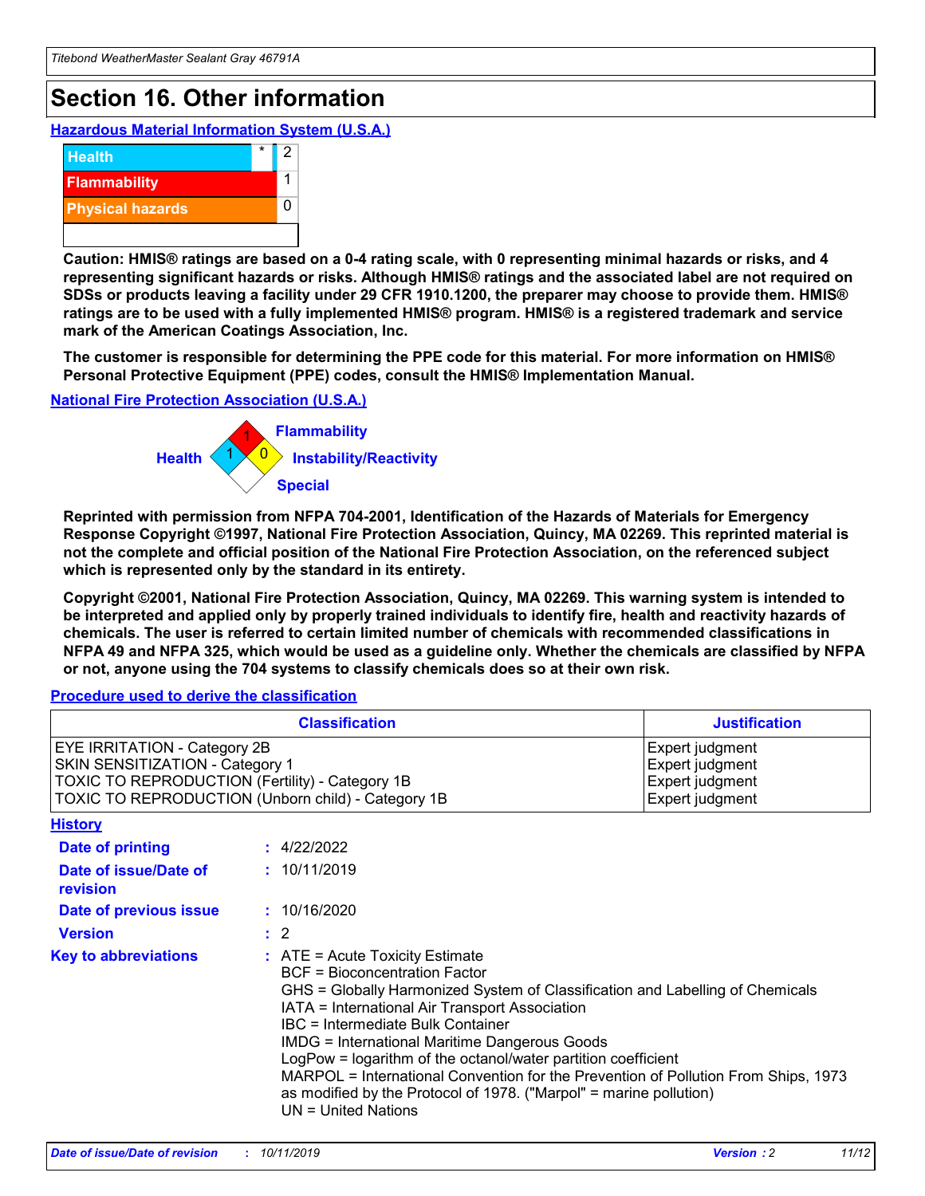# Section 16. Other information

## Hazardous Material Information System (U.S.A.)

| | | |
|---|---|---|
| Health | * | 2 |
| Flammability | | 1 |
| Physical hazards | | 0 |

**Caution: HMIS® ratings are based on a 0-4 rating scale, with 0 representing minimal hazards or risks, and 4 representing significant hazards or risks. Although HMIS® ratings and the associated label are not required on SDSs or products leaving a facility under 29 CFR 1910.1200, the preparer may choose to provide them. HMIS® ratings are to be used with a fully implemented HMIS® program. HMIS® is a registered trademark and service mark of the American Coatings Association, Inc.**

**The customer is responsible for determining the PPE code for this material. For more information on HMIS® Personal Protective Equipment (PPE) codes, consult the HMIS® Implementation Manual.**

## National Fire Protection Association (U.S.A.)

Health: 1
Flammability: 1
Instability/Reactivity: 0
Special:

**Reprinted with permission from NFPA 704-2001, Identification of the Hazards of Materials for Emergency Response Copyright ©1997, National Fire Protection Association, Quincy, MA 02269. This reprinted material is not the complete and official position of the National Fire Protection Association, on the referenced subject which is represented only by the standard in its entirety.**

**Copyright ©2001, National Fire Protection Association, Quincy, MA 02269. This warning system is intended to be interpreted and applied only by properly trained individuals to identify fire, health and reactivity hazards of chemicals. The user is referred to certain limited number of chemicals with recommended classifications in NFPA 49 and NFPA 325, which would be used as a guideline only. Whether the chemicals are classified by NFPA or not, anyone using the 704 systems to classify chemicals does so at their own risk.**

## Procedure used to derive the classification

| Classification | Justification |
|---|---|
| EYE IRRITATION - Category 2B | Expert judgment |
| SKIN SENSITIZATION - Category 1 | Expert judgment |
| TOXIC TO REPRODUCTION (Fertility) - Category 1B | Expert judgment |
| TOXIC TO REPRODUCTION (Unborn child) - Category 1B | Expert judgment |

## History

**Date of printing** : 4/22/2022

**Date of issue/Date of revision** : 10/11/2019

**Date of previous issue** : 10/16/2020

**Version** : 2

**Key to abbreviations** : ATE = Acute Toxicity Estimate
BCF = Bioconcentration Factor
GHS = Globally Harmonized System of Classification and Labelling of Chemicals
IATA = International Air Transport Association
IBC = Intermediate Bulk Container
IMDG = International Maritime Dangerous Goods
LogPow = logarithm of the octanol/water partition coefficient
MARPOL = International Convention for the Prevention of Pollution From Ships, 1973 as modified by the Protocol of 1978. ("Marpol" = marine pollution)
UN = United Nations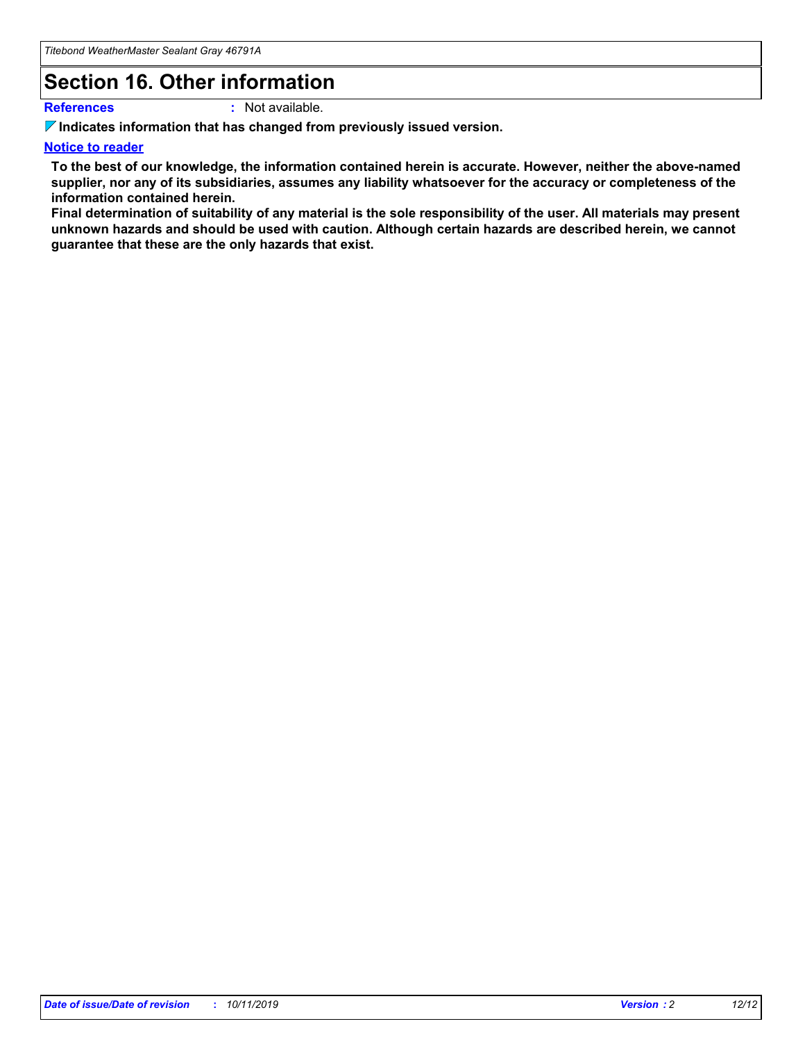# Section 16. Other information

**References** : Not available.

**Indicates information that has changed from previously issued version.**

**Notice to reader**

**To the best of our knowledge, the information contained herein is accurate. However, neither the above-named supplier, nor any of its subsidiaries, assumes any liability whatsoever for the accuracy or completeness of the information contained herein.**

**Final determination of suitability of any material is the sole responsibility of the user. All materials may present unknown hazards and should be used with caution. Although certain hazards are described herein, we cannot guarantee that these are the only hazards that exist.**